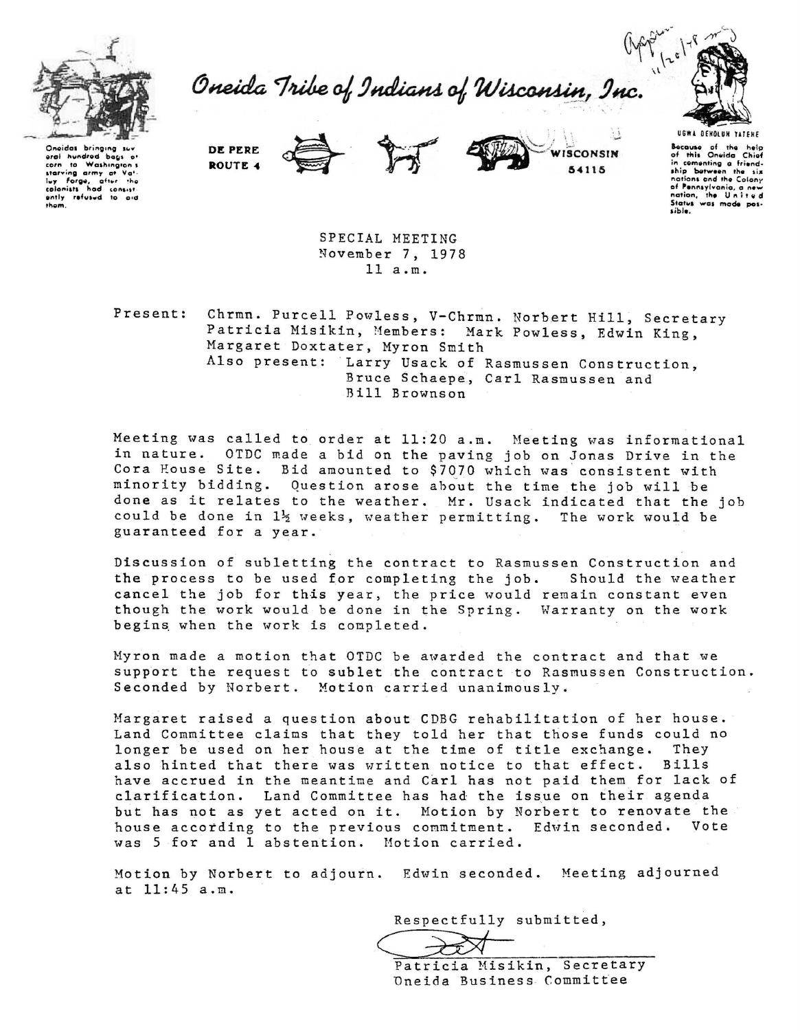# Oneida Tribe of Indians of Wisconsin, Inc.

Oneidas bringing several hundred bags of corn to Washington's starving army at Valley Forge, after the colonists had consistently refused to aid them.

DE PERE
ROUTE 4

WISCONSIN
54115

UGWA DEHOLUH YATEHE

Because of the help of this Oneida Chief in cementing a friendship between the six nations and the Colony of Pennsylvania, a new nation, the United States was made possible.

Approved 11/20/78 mg

SPECIAL MEETING
November 7, 1978
11 a.m.

Present: Chrmn. Purcell Powless, V-Chrmn. Norbert Hill, Secretary Patricia Misikin, Members: Mark Powless, Edwin King, Margaret Doxtater, Myron Smith
Also present: Larry Usack of Rasmussen Construction, Bruce Schaepe, Carl Rasmussen and Bill Brownson

Meeting was called to order at 11:20 a.m. Meeting was informational in nature. OTDC made a bid on the paving job on Jonas Drive in the Cora House Site. Bid amounted to $7070 which was consistent with minority bidding. Question arose about the time the job will be done as it relates to the weather. Mr. Usack indicated that the job could be done in 1½ weeks, weather permitting. The work would be guaranteed for a year.

Discussion of subletting the contract to Rasmussen Construction and the process to be used for completing the job. Should the weather cancel the job for this year, the price would remain constant even though the work would be done in the Spring. Warranty on the work begins when the work is completed.

Myron made a motion that OTDC be awarded the contract and that we support the request to sublet the contract to Rasmussen Construction. Seconded by Norbert. Motion carried unanimously.

Margaret raised a question about CDBG rehabilitation of her house. Land Committee claims that they told her that those funds could no longer be used on her house at the time of title exchange. They also hinted that there was written notice to that effect. Bills have accrued in the meantime and Carl has not paid them for lack of clarification. Land Committee has had the issue on their agenda but has not as yet acted on it. Motion by Norbert to renovate the house according to the previous commitment. Edwin seconded. Vote was 5 for and 1 abstention. Motion carried.

Motion by Norbert to adjourn. Edwin seconded. Meeting adjourned at 11:45 a.m.

Respectfully submitted,

Patricia Misikin, Secretary
Oneida Business Committee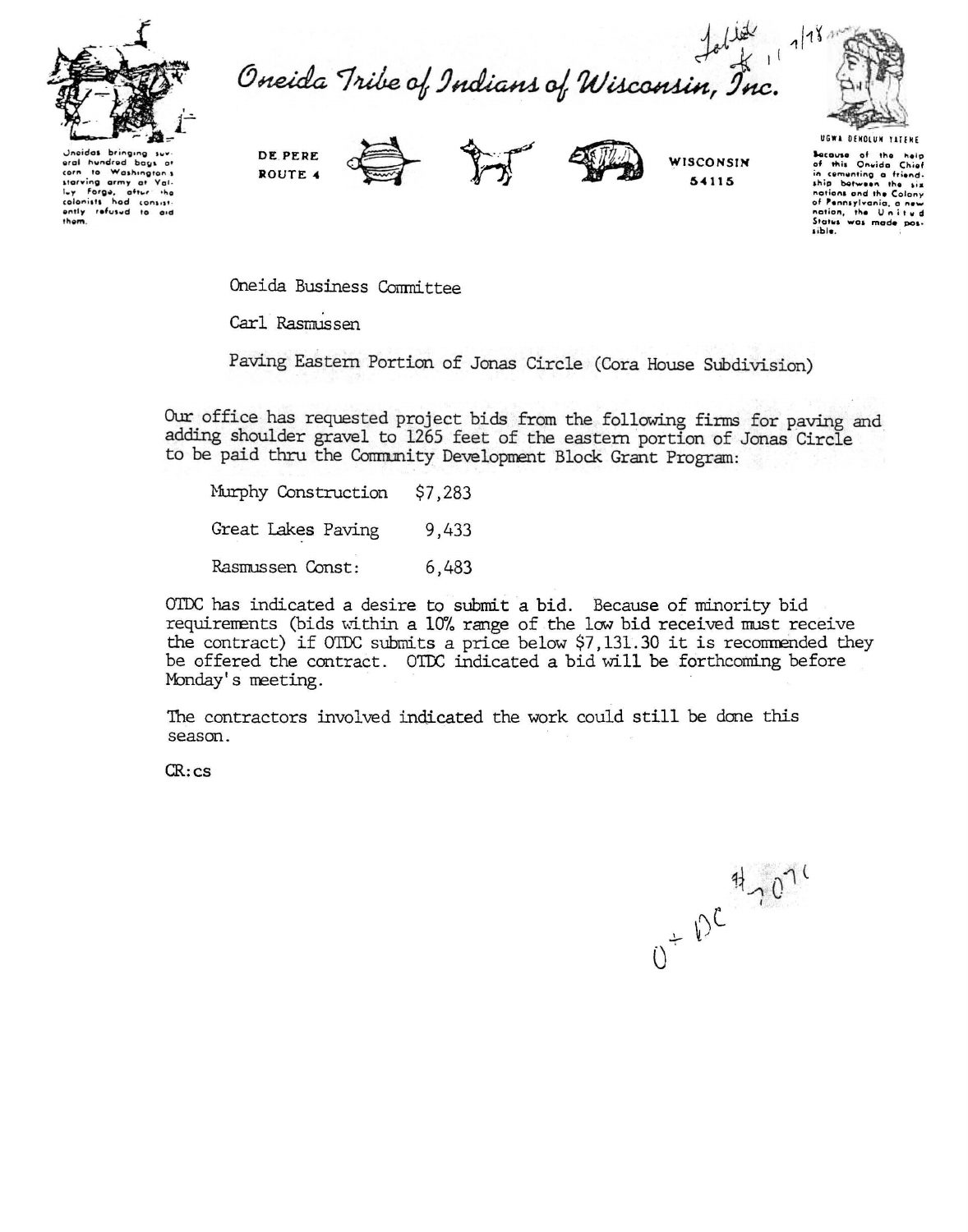Oneida Tribe of Indians of Wisconsin, Inc.

Onoidas bringing several hundred bags of corn to Washington's starving army at Valley Forge, after the colonists had consistently refused to aid them.

DE PERE
ROUTE 4

WISCONSIN
54115

UGWA DEHOLUN YATEHE

Because of the help of this Oneida Chief in cementing a friendship between the six nations and the Colony of Pennsylvania, a new nation, the United States was made possible.

Oneida Business Committee

Carl Rasmussen

Paving Eastern Portion of Jonas Circle (Cora House Subdivision)

Our office has requested project bids from the following firms for paving and adding shoulder gravel to 1265 feet of the eastern portion of Jonas Circle to be paid thru the Community Development Block Grant Program:

| | |
|---|---|
| Murphy Construction | $7,283 |
| Great Lakes Paving | 9,433 |
| Rasmussen Const: | 6,483 |

OTDC has indicated a desire to submit a bid. Because of minority bid requirements (bids within a 10% range of the low bid received must receive the contract) if OTDC submits a price below $7,131.30 it is recommended they be offered the contract. OTDC indicated a bid will be forthcoming before Monday's meeting.

The contractors involved indicated the work could still be done this season.

CR:cs

O+DC #7070